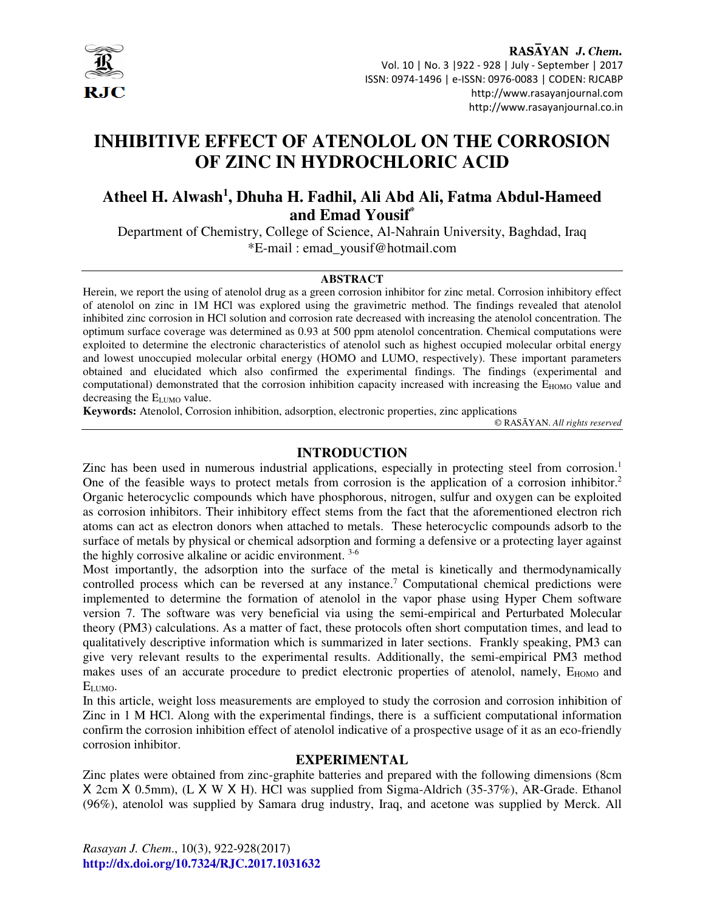# INHIBITIVE EFFECT OF ATENOLOL ON THE CORROSION OF ZINC IN HYDROCHLORIC ACID

**Atheel H. Alwash[1], Dhuha H. Fadhil, Ali Abd Ali, Fatma Abdul-Hameed and Emad Yousif[*]**

Department of Chemistry, College of Science, Al-Nahrain University, Baghdad, Iraq

*E-mail : emad_yousif@hotmail.com

## ABSTRACT

Herein, we report the using of atenolol drug as a green corrosion inhibitor for zinc metal. Corrosion inhibitory effect of atenolol on zinc in 1M HCl was explored using the gravimetric method. The findings revealed that atenolol inhibited zinc corrosion in HCl solution and corrosion rate decreased with increasing the atenolol concentration. The optimum surface coverage was determined as 0.93 at 500 ppm atenolol concentration. Chemical computations were exploited to determine the electronic characteristics of atenolol such as highest occupied molecular orbital energy and lowest unoccupied molecular orbital energy (HOMO and LUMO, respectively). These important parameters obtained and elucidated which also confirmed the experimental findings. The findings (experimental and computational) demonstrated that the corrosion inhibition capacity increased with increasing the $E_{HOMO}$ value and decreasing the $E_{LUMO}$ value.

**Keywords:** Atenolol, Corrosion inhibition, adsorption, electronic properties, zinc applications

© RASĀYAN. *All rights reserved*

## INTRODUCTION

Zinc has been used in numerous industrial applications, especially in protecting steel from corrosion.[1] One of the feasible ways to protect metals from corrosion is the application of a corrosion inhibitor.[2] Organic heterocyclic compounds which have phosphorous, nitrogen, sulfur and oxygen can be exploited as corrosion inhibitors. Their inhibitory effect stems from the fact that the aforementioned electron rich atoms can act as electron donors when attached to metals. These heterocyclic compounds adsorb to the surface of metals by physical or chemical adsorption and forming a defensive or a protecting layer against the highly corrosive alkaline or acidic environment. [3-6]

Most importantly, the adsorption into the surface of the metal is kinetically and thermodynamically controlled process which can be reversed at any instance.[7] Computational chemical predictions were implemented to determine the formation of atenolol in the vapor phase using Hyper Chem software version 7. The software was very beneficial via using the semi-empirical and Perturbated Molecular theory (PM3) calculations. As a matter of fact, these protocols often short computation times, and lead to qualitatively descriptive information which is summarized in later sections. Frankly speaking, PM3 can give very relevant results to the experimental results. Additionally, the semi-empirical PM3 method makes uses of an accurate procedure to predict electronic properties of atenolol, namely, $E_{HOMO}$ and $E_{LUMO}$.

In this article, weight loss measurements are employed to study the corrosion and corrosion inhibition of Zinc in 1 M HCl. Along with the experimental findings, there is a sufficient computational information confirm the corrosion inhibition effect of atenolol indicative of a prospective usage of it as an eco-friendly corrosion inhibitor.

## EXPERIMENTAL

Zinc plates were obtained from zinc-graphite batteries and prepared with the following dimensions (8cm X 2cm X 0.5mm), (L X W X H). HCl was supplied from Sigma-Aldrich (35-37%), AR-Grade. Ethanol (96%), atenolol was supplied by Samara drug industry, Iraq, and acetone was supplied by Merck. All

*Rasayan J. Chem.*, 10(3), 922-928(2017)

http://dx.doi.org/10.7324/RJC.2017.1031632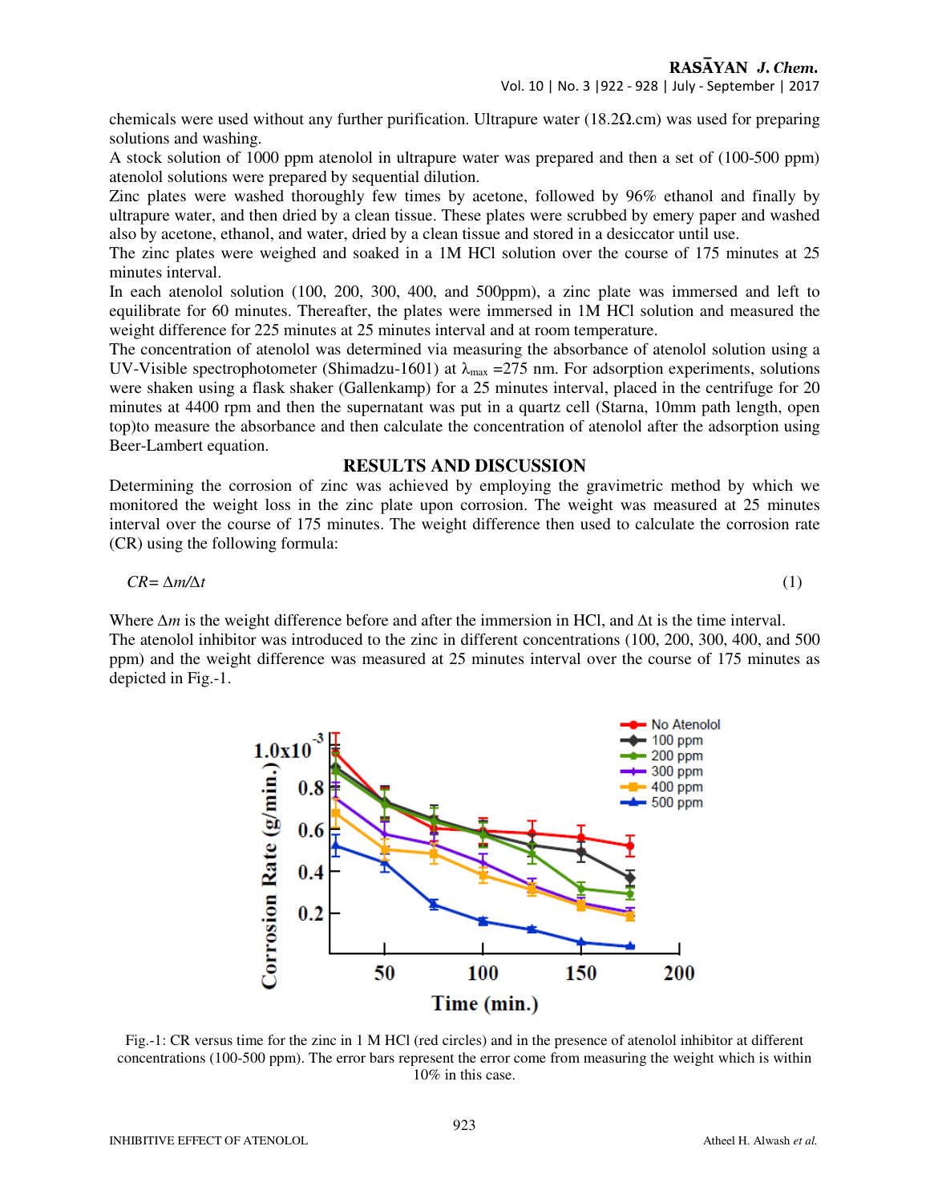chemicals were used without any further purification. Ultrapure water (18.2Ω.cm) was used for preparing solutions and washing.

A stock solution of 1000 ppm atenolol in ultrapure water was prepared and then a set of (100-500 ppm) atenolol solutions were prepared by sequential dilution.

Zinc plates were washed thoroughly few times by acetone, followed by 96% ethanol and finally by ultrapure water, and then dried by a clean tissue. These plates were scrubbed by emery paper and washed also by acetone, ethanol, and water, dried by a clean tissue and stored in a desiccator until use.

The zinc plates were weighed and soaked in a 1M HCl solution over the course of 175 minutes at 25 minutes interval.

In each atenolol solution (100, 200, 300, 400, and 500ppm), a zinc plate was immersed and left to equilibrate for 60 minutes. Thereafter, the plates were immersed in 1M HCl solution and measured the weight difference for 225 minutes at 25 minutes interval and at room temperature.

The concentration of atenolol was determined via measuring the absorbance of atenolol solution using a UV-Visible spectrophotometer (Shimadzu-1601) at $\lambda_{max}$ =275 nm. For adsorption experiments, solutions were shaken using a flask shaker (Gallenkamp) for a 25 minutes interval, placed in the centrifuge for 20 minutes at 4400 rpm and then the supernatant was put in a quartz cell (Starna, 10mm path length, open top)to measure the absorbance and then calculate the concentration of atenolol after the adsorption using Beer-Lambert equation.

## RESULTS AND DISCUSSION

Determining the corrosion of zinc was achieved by employing the gravimetric method by which we monitored the weight loss in the zinc plate upon corrosion. The weight was measured at 25 minutes interval over the course of 175 minutes. The weight difference then used to calculate the corrosion rate (CR) using the following formula:

$$CR = \Delta m / \Delta t \qquad (1)$$

Where $\Delta m$ is the weight difference before and after the immersion in HCl, and $\Delta t$ is the time interval.

The atenolol inhibitor was introduced to the zinc in different concentrations (100, 200, 300, 400, and 500 ppm) and the weight difference was measured at 25 minutes interval over the course of 175 minutes as depicted in Fig.-1.

Fig.-1: CR versus time for the zinc in 1 M HCl (red circles) and in the presence of atenolol inhibitor at different concentrations (100-500 ppm). The error bars represent the error come from measuring the weight which is within 10% in this case.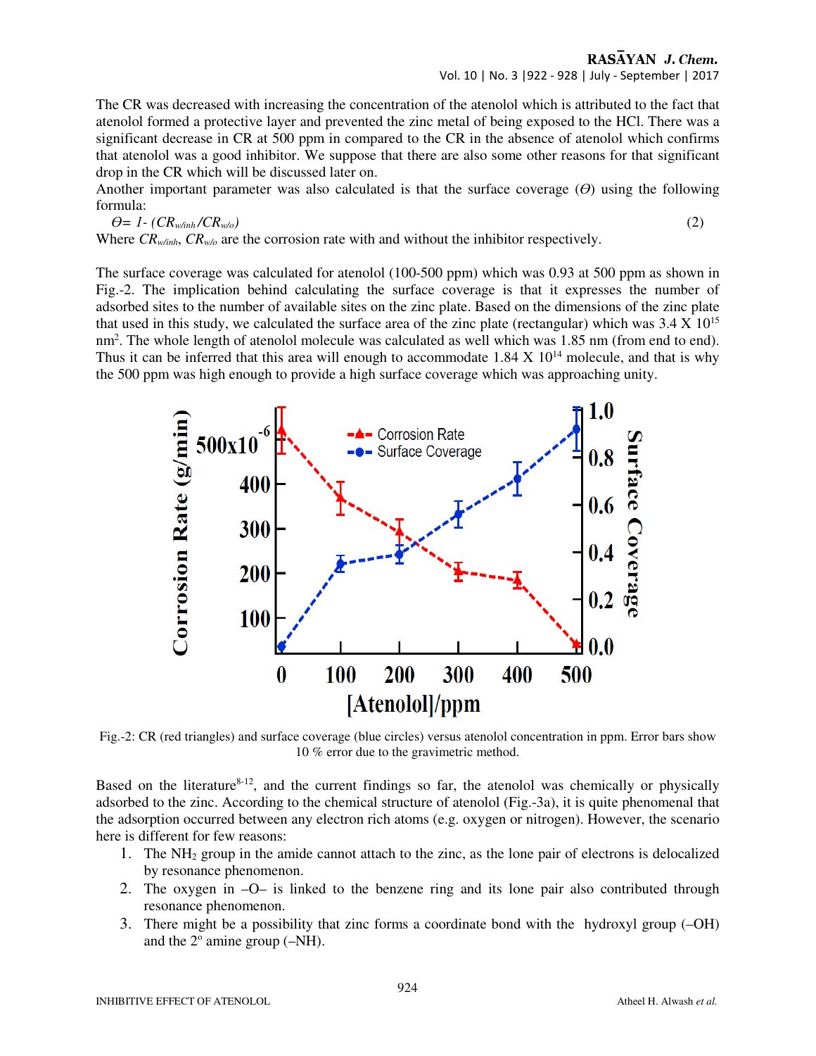The CR was decreased with increasing the concentration of the atenolol which is attributed to the fact that atenolol formed a protective layer and prevented the zinc metal of being exposed to the HCl. There was a significant decrease in CR at 500 ppm in compared to the CR in the absence of atenolol which confirms that atenolol was a good inhibitor. We suppose that there are also some other reasons for that significant drop in the CR which will be discussed later on.

Another important parameter was also calculated is that the surface coverage ($\Theta$) using the following formula:

$$\Theta = 1 - (CR_{w/inh}/CR_{w/o}) \quad (2)$$

Where $CR_{w/inh}$, $CR_{w/o}$ are the corrosion rate with and without the inhibitor respectively.

The surface coverage was calculated for atenolol (100-500 ppm) which was 0.93 at 500 ppm as shown in Fig.-2. The implication behind calculating the surface coverage is that it expresses the number of adsorbed sites to the number of available sites on the zinc plate. Based on the dimensions of the zinc plate that used in this study, we calculated the surface area of the zinc plate (rectangular) which was $3.4 \times 10^{15}$ $nm^2$. The whole length of atenolol molecule was calculated as well which was 1.85 nm (from end to end). Thus it can be inferred that this area will enough to accommodate $1.84 \times 10^{14}$ molecule, and that is why the 500 ppm was high enough to provide a high surface coverage which was approaching unity.

Fig.-2: CR (red triangles) and surface coverage (blue circles) versus atenolol concentration in ppm. Error bars show 10 % error due to the gravimetric method.

Based on the literature[8-12], and the current findings so far, the atenolol was chemically or physically adsorbed to the zinc. According to the chemical structure of atenolol (Fig.-3a), it is quite phenomenal that the adsorption occurred between any electron rich atoms (e.g. oxygen or nitrogen). However, the scenario here is different for few reasons:

1. The $NH_2$ group in the amide cannot attach to the zinc, as the lone pair of electrons is delocalized by resonance phenomenon.
2. The oxygen in –O– is linked to the benzene ring and its lone pair also contributed through resonance phenomenon.
3. There might be a possibility that zinc forms a coordinate bond with the hydroxyl group (–OH) and the 2° amine group (–NH).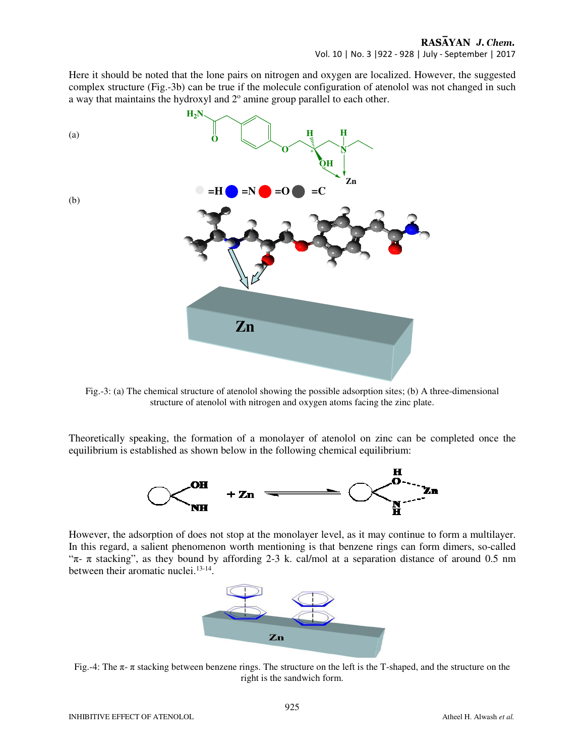Here it should be noted that the lone pairs on nitrogen and oxygen are localized. However, the suggested complex structure (Fig.-3b) can be true if the molecule configuration of atenolol was not changed in such a way that maintains the hydroxyl and 2º amine group parallel to each other.

Fig.-3: (a) The chemical structure of atenolol showing the possible adsorption sites; (b) A three-dimensional structure of atenolol with nitrogen and oxygen atoms facing the zinc plate.

Theoretically speaking, the formation of a monolayer of atenolol on zinc can be completed once the equilibrium is established as shown below in the following chemical equilibrium:

However, the adsorption of does not stop at the monolayer level, as it may continue to form a multilayer. In this regard, a salient phenomenon worth mentioning is that benzene rings can form dimers, so-called "π- π stacking", as they bound by affording 2-3 k. cal/mol at a separation distance of around 0.5 nm between their aromatic nuclei.[13-14].

Fig.-4: The π- π stacking between benzene rings. The structure on the left is the T-shaped, and the structure on the right is the sandwich form.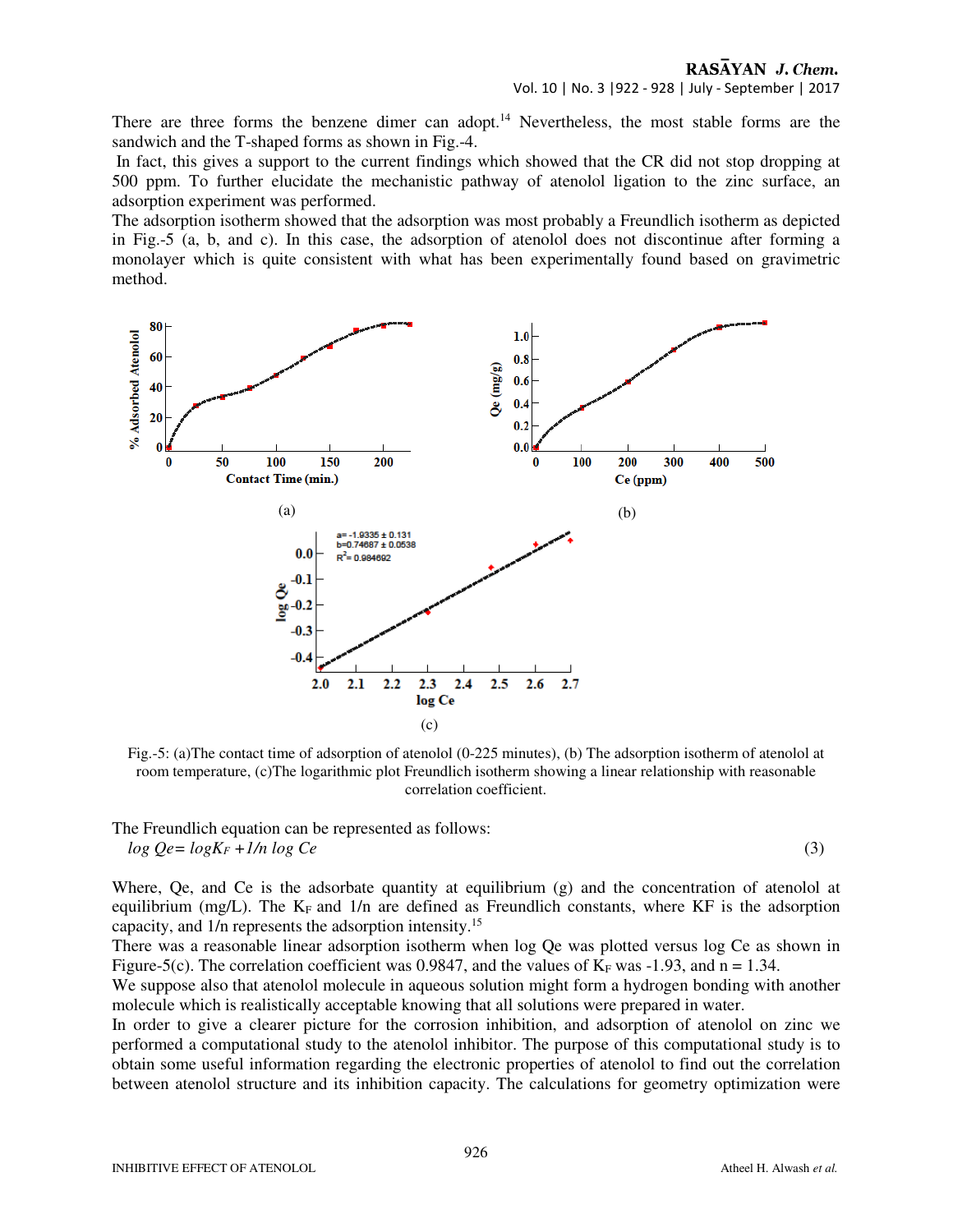There are three forms the benzene dimer can adopt.[14] Nevertheless, the most stable forms are the sandwich and the T-shaped forms as shown in Fig.-4.

In fact, this gives a support to the current findings which showed that the CR did not stop dropping at 500 ppm. To further elucidate the mechanistic pathway of atenolol ligation to the zinc surface, an adsorption experiment was performed.

The adsorption isotherm showed that the adsorption was most probably a Freundlich isotherm as depicted in Fig.-5 (a, b, and c). In this case, the adsorption of atenolol does not discontinue after forming a monolayer which is quite consistent with what has been experimentally found based on gravimetric method.

Fig.-5: (a)The contact time of adsorption of atenolol (0-225 minutes), (b) The adsorption isotherm of atenolol at room temperature, (c)The logarithmic plot Freundlich isotherm showing a linear relationship with reasonable correlation coefficient.

The Freundlich equation can be represented as follows:

$$\log Qe = \log K_F + 1/n \log Ce \tag{3}$$

Where, Qe, and Ce is the adsorbate quantity at equilibrium (g) and the concentration of atenolol at equilibrium (mg/L). The $K_F$ and 1/n are defined as Freundlich constants, where KF is the adsorption capacity, and 1/n represents the adsorption intensity.[15]

There was a reasonable linear adsorption isotherm when log Qe was plotted versus log Ce as shown in Figure-5(c). The correlation coefficient was 0.9847, and the values of $K_F$ was -1.93, and n = 1.34.

We suppose also that atenolol molecule in aqueous solution might form a hydrogen bonding with another molecule which is realistically acceptable knowing that all solutions were prepared in water.

In order to give a clearer picture for the corrosion inhibition, and adsorption of atenolol on zinc we performed a computational study to the atenolol inhibitor. The purpose of this computational study is to obtain some useful information regarding the electronic properties of atenolol to find out the correlation between atenolol structure and its inhibition capacity. The calculations for geometry optimization were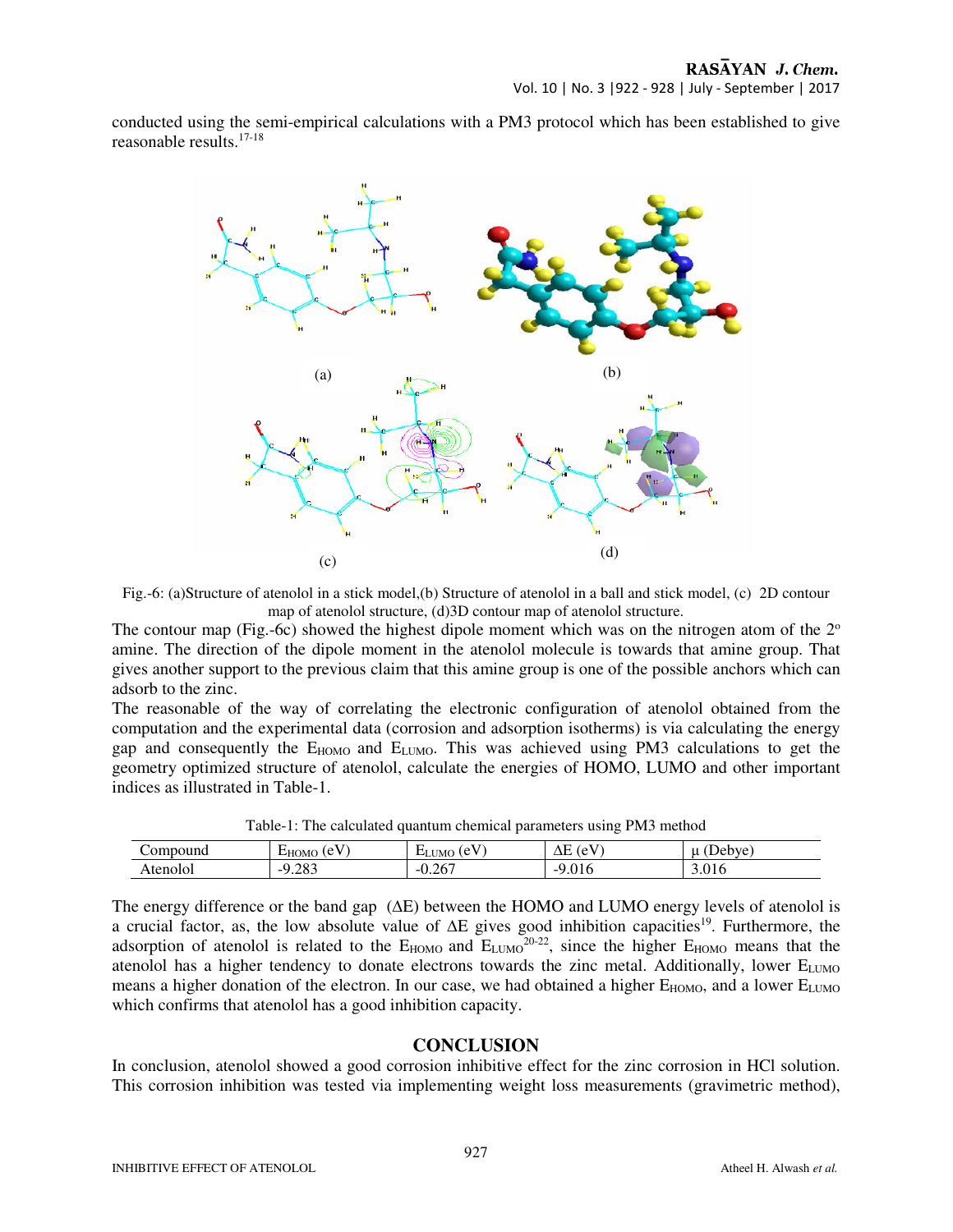conducted using the semi-empirical calculations with a PM3 protocol which has been established to give reasonable results.[17-18]

Fig.-6: (a)Structure of atenolol in a stick model,(b) Structure of atenolol in a ball and stick model, (c) 2D contour map of atenolol structure, (d)3D contour map of atenolol structure.

The contour map (Fig.-6c) showed the highest dipole moment which was on the nitrogen atom of the 2° amine. The direction of the dipole moment in the atenolol molecule is towards that amine group. That gives another support to the previous claim that this amine group is one of the possible anchors which can adsorb to the zinc.

The reasonable of the way of correlating the electronic configuration of atenolol obtained from the computation and the experimental data (corrosion and adsorption isotherms) is via calculating the energy gap and consequently the $E_{HOMO}$ and $E_{LUMO}$. This was achieved using PM3 calculations to get the geometry optimized structure of atenolol, calculate the energies of HOMO, LUMO and other important indices as illustrated in Table-1.

Table-1: The calculated quantum chemical parameters using PM3 method

| Compound | $E_{HOMO}$ (eV) | $E_{LUMO}$ (eV) | $\Delta E$ (eV) | $\mu$ (Debye) |
|---|---|---|---|---|
| Atenolol | -9.283 | -0.267 | -9.016 | 3.016 |

The energy difference or the band gap ($\Delta E$) between the HOMO and LUMO energy levels of atenolol is a crucial factor, as, the low absolute value of $\Delta E$ gives good inhibition capacities[19]. Furthermore, the adsorption of atenolol is related to the $E_{HOMO}$ and $E_{LUMO}$[20-22], since the higher $E_{HOMO}$ means that the atenolol has a higher tendency to donate electrons towards the zinc metal. Additionally, lower $E_{LUMO}$ means a higher donation of the electron. In our case, we had obtained a higher $E_{HOMO}$, and a lower $E_{LUMO}$ which confirms that atenolol has a good inhibition capacity.

## CONCLUSION

In conclusion, atenolol showed a good corrosion inhibitive effect for the zinc corrosion in HCl solution. This corrosion inhibition was tested via implementing weight loss measurements (gravimetric method),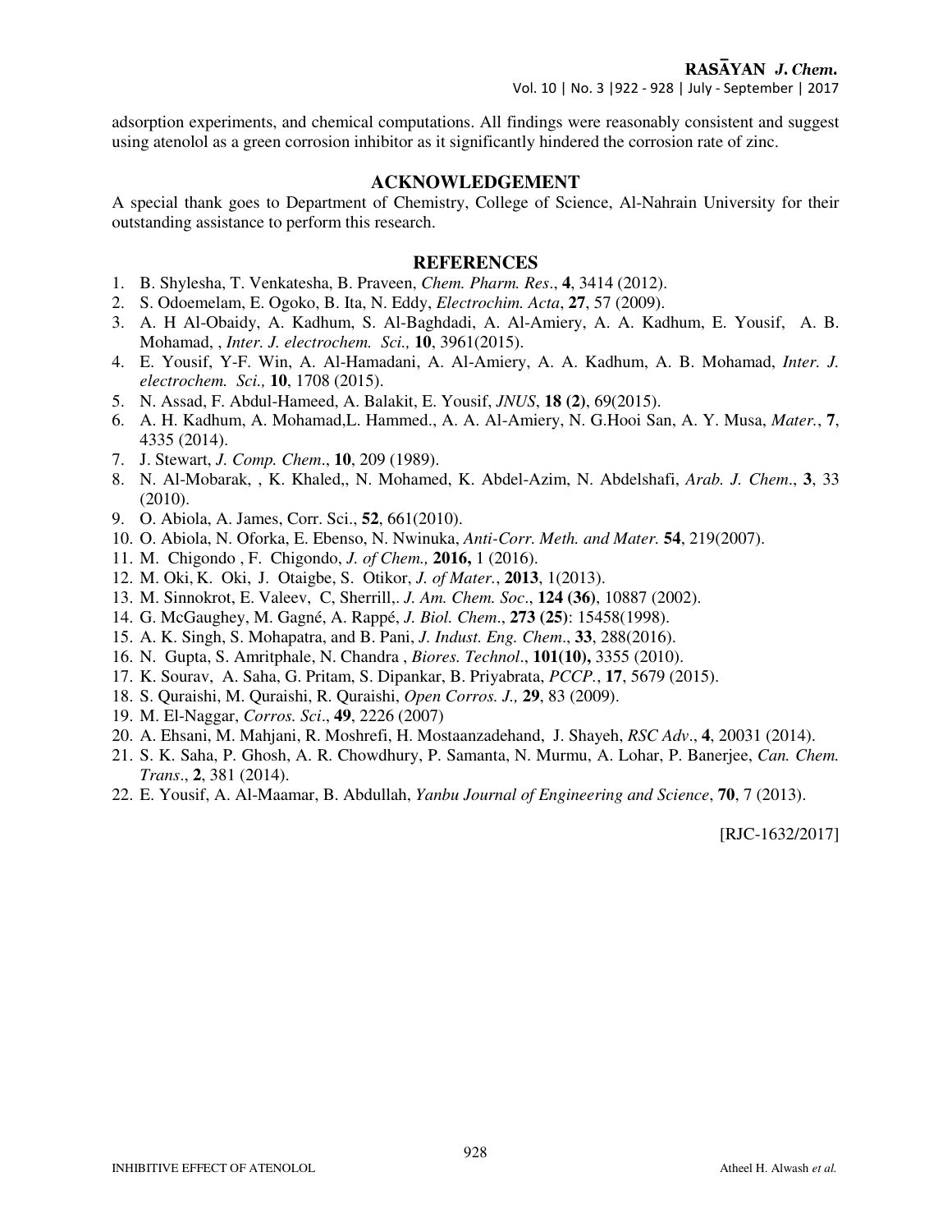adsorption experiments, and chemical computations. All findings were reasonably consistent and suggest using atenolol as a green corrosion inhibitor as it significantly hindered the corrosion rate of zinc.

## ACKNOWLEDGEMENT

A special thank goes to Department of Chemistry, College of Science, Al-Nahrain University for their outstanding assistance to perform this research.

## REFERENCES

1. B. Shylesha, T. Venkatesha, B. Praveen, *Chem. Pharm. Res*., **4**, 3414 (2012).
2. S. Odoemelam, E. Ogoko, B. Ita, N. Eddy, *Electrochim. Acta*, **27**, 57 (2009).
3. A. H Al-Obaidy, A. Kadhum, S. Al-Baghdadi, A. Al-Amiery, A. A. Kadhum, E. Yousif, A. B. Mohamad, , *Inter. J. electrochem. Sci.,* **10**, 3961(2015).
4. E. Yousif, Y-F. Win, A. Al-Hamadani, A. Al-Amiery, A. A. Kadhum, A. B. Mohamad, *Inter. J. electrochem. Sci.,* **10**, 1708 (2015).
5. N. Assad, F. Abdul-Hameed, A. Balakit, E. Yousif, *JNUS*, **18 (2)**, 69(2015).
6. A. H. Kadhum, A. Mohamad,L. Hammed., A. A. Al-Amiery, N. G.Hooi San, A. Y. Musa, *Mater.*, **7**, 4335 (2014).
7. J. Stewart, *J. Comp. Chem*., **10**, 209 (1989).
8. N. Al-Mobarak, , K. Khaled,, N. Mohamed, K. Abdel-Azim, N. Abdelshafi, *Arab. J. Chem*., **3**, 33 (2010).
9. O. Abiola, A. James, Corr. Sci., **52**, 661(2010).
10. O. Abiola, N. Oforka, E. Ebenso, N. Nwinuka, *Anti-Corr. Meth. and Mater.* **54**, 219(2007).
11. M. Chigondo , F. Chigondo, *J. of Chem.,* **2016,** 1 (2016).
12. M. Oki, K. Oki, J. Otaigbe, S. Otikor, *J. of Mater.*, **2013**, 1(2013).
13. M. Sinnokrot, E. Valeev, C, Sherrill,. *J. Am. Chem. Soc*., **124 (36)**, 10887 (2002).
14. G. McGaughey, M. Gagné, A. Rappé, *J. Biol. Chem*., **273 (25)**: 15458(1998).
15. A. K. Singh, S. Mohapatra, and B. Pani, *J. Indust. Eng. Chem*., **33**, 288(2016).
16. N. Gupta, S. Amritphale, N. Chandra , *Biores. Technol*., **101(10),** 3355 (2010).
17. K. Sourav, A. Saha, G. Pritam, S. Dipankar, B. Priyabrata, *PCCP.*, **17**, 5679 (2015).
18. S. Quraishi, M. Quraishi, R. Quraishi, *Open Corros. J.,* **29**, 83 (2009).
19. M. El-Naggar, *Corros. Sci*., **49**, 2226 (2007)
20. A. Ehsani, M. Mahjani, R. Moshrefi, H. Mostaanzadehand, J. Shayeh, *RSC Adv*., **4**, 20031 (2014).
21. S. K. Saha, P. Ghosh, A. R. Chowdhury, P. Samanta, N. Murmu, A. Lohar, P. Banerjee, *Can. Chem. Trans*., **2**, 381 (2014).
22. E. Yousif, A. Al-Maamar, B. Abdullah, *Yanbu Journal of Engineering and Science*, **70**, 7 (2013).

[RJC-1632/2017]